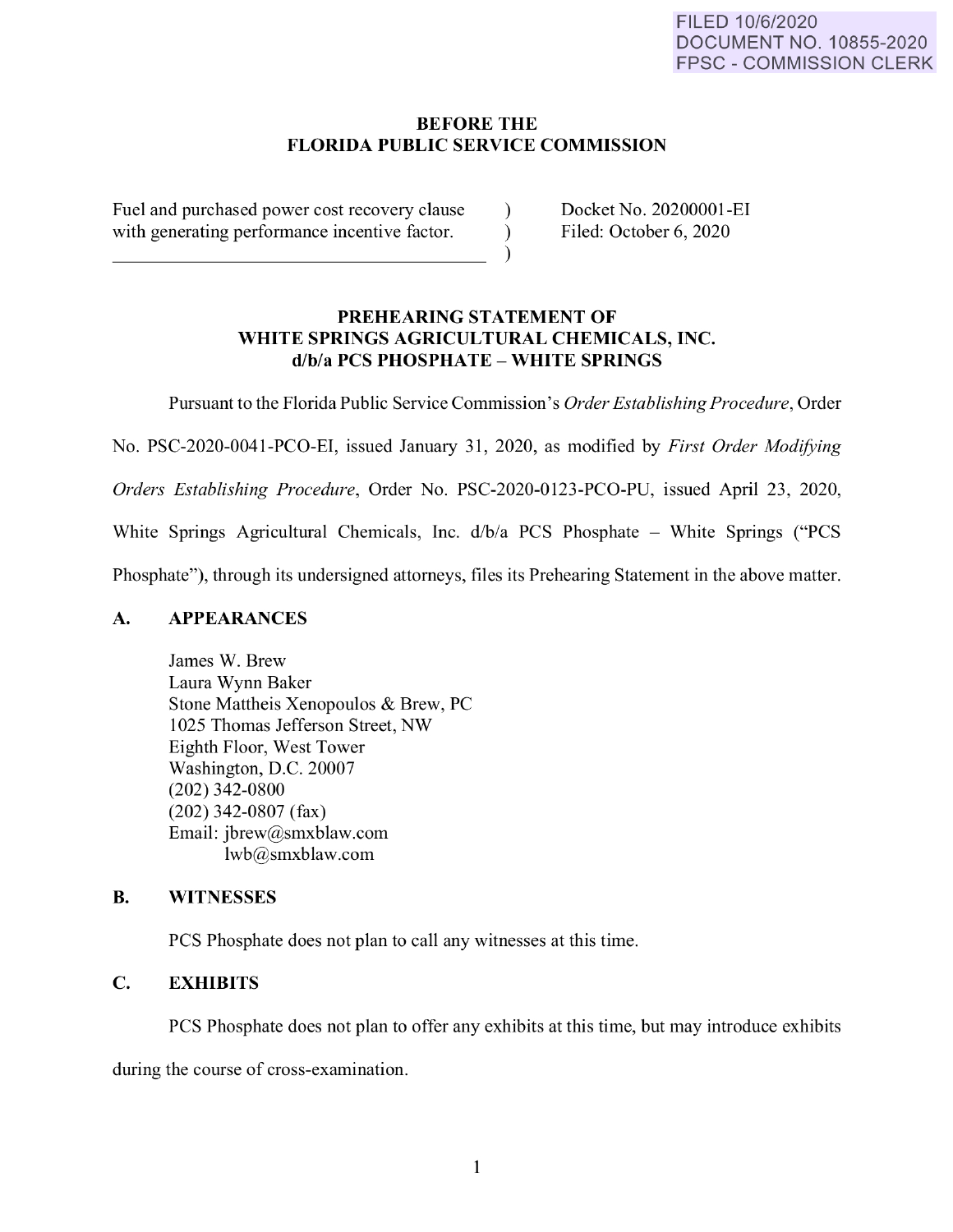FILED 10/6/2020
DOCUMENT NO. 10855-2020
FPSC - COMMISSION CLERK

**BEFORE THE**
**FLORIDA PUBLIC SERVICE COMMISSION**

| | | |
|---|---|---|
| Fuel and purchased power cost recovery clause with generating performance incentive factor. | ) ) ) | Docket No. 20200001-EI Filed: October 6, 2020 |

**PREHEARING STATEMENT OF**
**WHITE SPRINGS AGRICULTURAL CHEMICALS, INC.**
**d/b/a PCS PHOSPHATE – WHITE SPRINGS**

Pursuant to the Florida Public Service Commission's *Order Establishing Procedure*, Order No. PSC-2020-0041-PCO-EI, issued January 31, 2020, as modified by *First Order Modifying Orders Establishing Procedure*, Order No. PSC-2020-0123-PCO-PU, issued April 23, 2020, White Springs Agricultural Chemicals, Inc. d/b/a PCS Phosphate – White Springs ("PCS Phosphate"), through its undersigned attorneys, files its Prehearing Statement in the above matter.

## A. APPEARANCES

James W. Brew
Laura Wynn Baker
Stone Mattheis Xenopoulos & Brew, PC
1025 Thomas Jefferson Street, NW
Eighth Floor, West Tower
Washington, D.C. 20007
(202) 342-0800
(202) 342-0807 (fax)
Email: jbrew@smxblaw.com
lwb@smxblaw.com

## B. WITNESSES

PCS Phosphate does not plan to call any witnesses at this time.

## C. EXHIBITS

PCS Phosphate does not plan to offer any exhibits at this time, but may introduce exhibits during the course of cross-examination.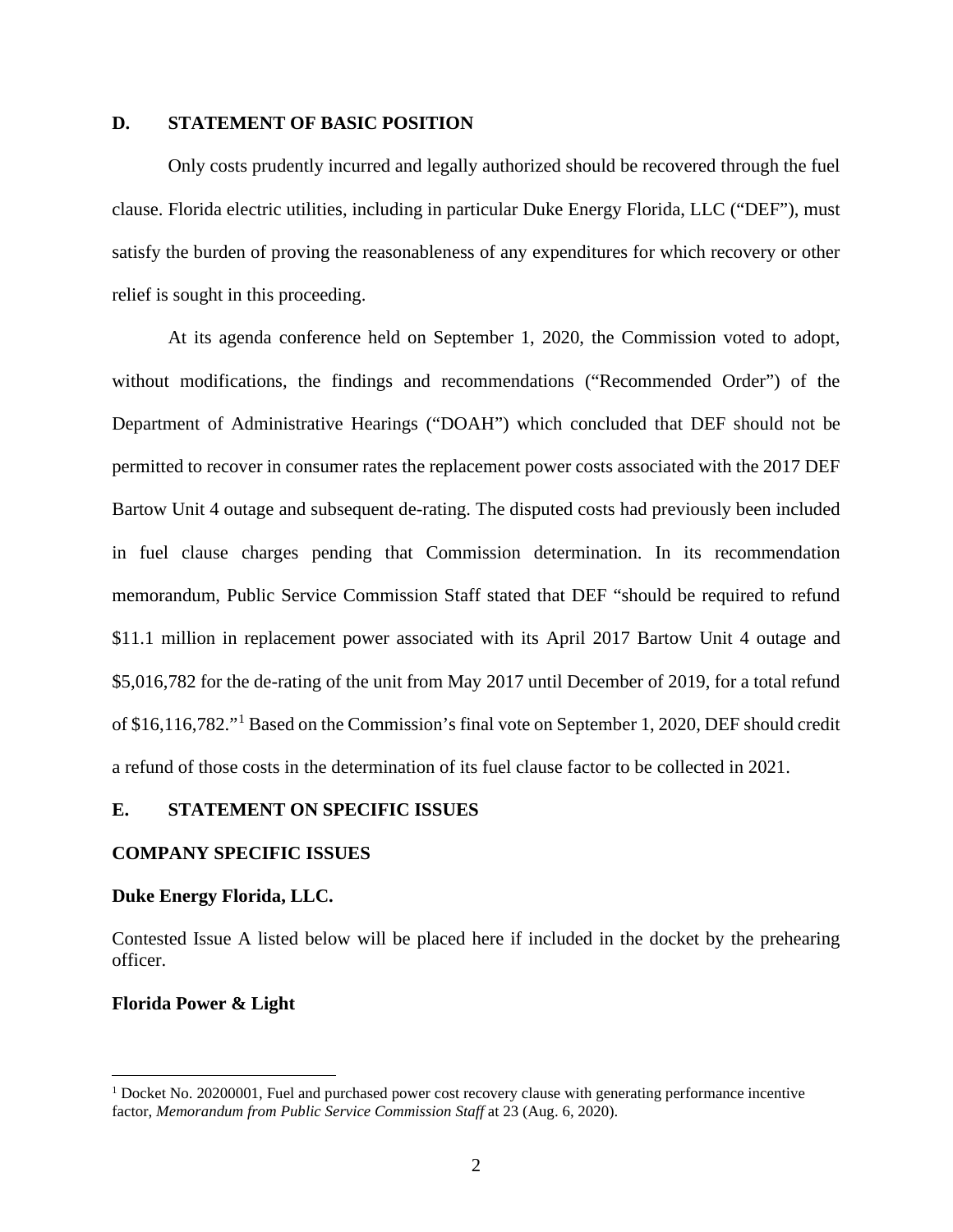## D. STATEMENT OF BASIC POSITION

Only costs prudently incurred and legally authorized should be recovered through the fuel clause. Florida electric utilities, including in particular Duke Energy Florida, LLC ("DEF"), must satisfy the burden of proving the reasonableness of any expenditures for which recovery or other relief is sought in this proceeding.

At its agenda conference held on September 1, 2020, the Commission voted to adopt, without modifications, the findings and recommendations ("Recommended Order") of the Department of Administrative Hearings ("DOAH") which concluded that DEF should not be permitted to recover in consumer rates the replacement power costs associated with the 2017 DEF Bartow Unit 4 outage and subsequent de-rating. The disputed costs had previously been included in fuel clause charges pending that Commission determination. In its recommendation memorandum, Public Service Commission Staff stated that DEF "should be required to refund $11.1 million in replacement power associated with its April 2017 Bartow Unit 4 outage and $5,016,782 for the de-rating of the unit from May 2017 until December of 2019, for a total refund of $16,116,782."[1] Based on the Commission's final vote on September 1, 2020, DEF should credit a refund of those costs in the determination of its fuel clause factor to be collected in 2021.

## E. STATEMENT ON SPECIFIC ISSUES

### COMPANY SPECIFIC ISSUES

**Duke Energy Florida, LLC.**

Contested Issue A listed below will be placed here if included in the docket by the prehearing officer.

**Florida Power & Light**

---

[1] Docket No. 20200001, Fuel and purchased power cost recovery clause with generating performance incentive factor, *Memorandum from Public Service Commission Staff* at 23 (Aug. 6, 2020).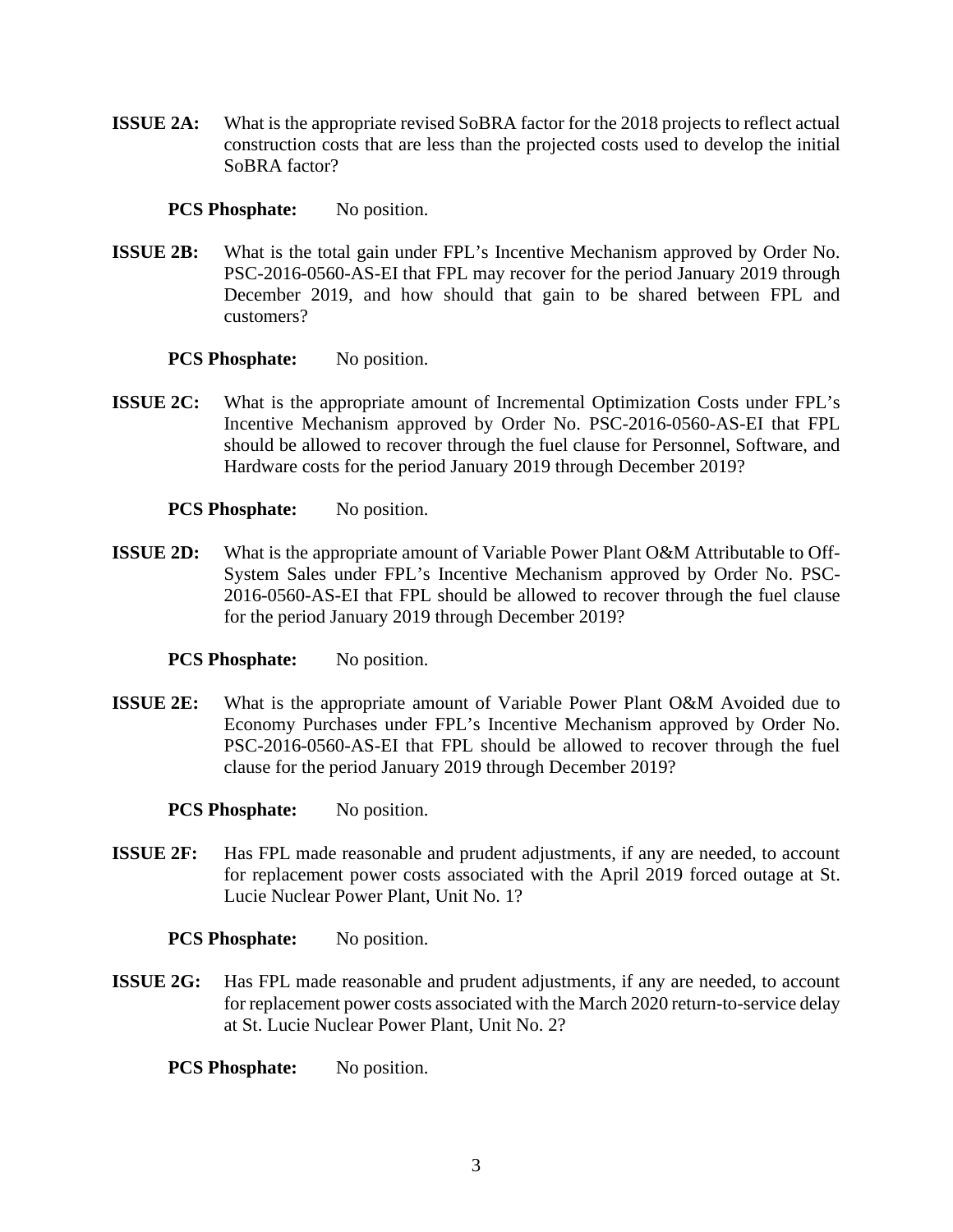**ISSUE 2A:** What is the appropriate revised SoBRA factor for the 2018 projects to reflect actual construction costs that are less than the projected costs used to develop the initial SoBRA factor?

**PCS Phosphate:** No position.

**ISSUE 2B:** What is the total gain under FPL's Incentive Mechanism approved by Order No. PSC-2016-0560-AS-EI that FPL may recover for the period January 2019 through December 2019, and how should that gain to be shared between FPL and customers?

**PCS Phosphate:** No position.

**ISSUE 2C:** What is the appropriate amount of Incremental Optimization Costs under FPL's Incentive Mechanism approved by Order No. PSC-2016-0560-AS-EI that FPL should be allowed to recover through the fuel clause for Personnel, Software, and Hardware costs for the period January 2019 through December 2019?

**PCS Phosphate:** No position.

**ISSUE 2D:** What is the appropriate amount of Variable Power Plant O&M Attributable to Off-System Sales under FPL's Incentive Mechanism approved by Order No. PSC-2016-0560-AS-EI that FPL should be allowed to recover through the fuel clause for the period January 2019 through December 2019?

**PCS Phosphate:** No position.

**ISSUE 2E:** What is the appropriate amount of Variable Power Plant O&M Avoided due to Economy Purchases under FPL's Incentive Mechanism approved by Order No. PSC-2016-0560-AS-EI that FPL should be allowed to recover through the fuel clause for the period January 2019 through December 2019?

**PCS Phosphate:** No position.

**ISSUE 2F:** Has FPL made reasonable and prudent adjustments, if any are needed, to account for replacement power costs associated with the April 2019 forced outage at St. Lucie Nuclear Power Plant, Unit No. 1?

**PCS Phosphate:** No position.

**ISSUE 2G:** Has FPL made reasonable and prudent adjustments, if any are needed, to account for replacement power costs associated with the March 2020 return-to-service delay at St. Lucie Nuclear Power Plant, Unit No. 2?

**PCS Phosphate:** No position.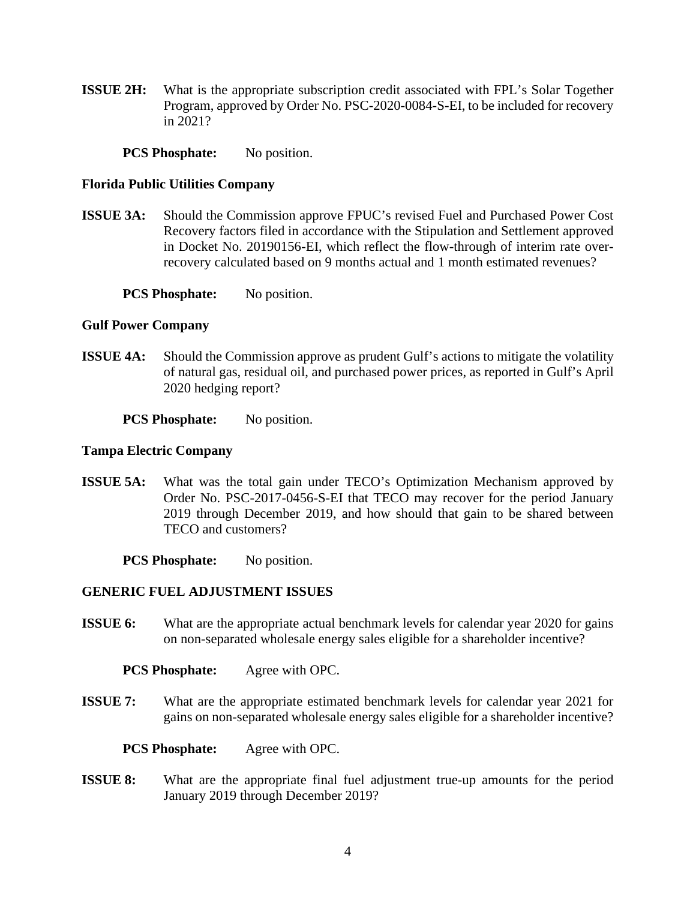**ISSUE 2H:** What is the appropriate subscription credit associated with FPL's Solar Together Program, approved by Order No. PSC-2020-0084-S-EI, to be included for recovery in 2021?

**PCS Phosphate:** No position.

**Florida Public Utilities Company**

**ISSUE 3A:** Should the Commission approve FPUC's revised Fuel and Purchased Power Cost Recovery factors filed in accordance with the Stipulation and Settlement approved in Docket No. 20190156-EI, which reflect the flow-through of interim rate over-recovery calculated based on 9 months actual and 1 month estimated revenues?

**PCS Phosphate:** No position.

**Gulf Power Company**

**ISSUE 4A:** Should the Commission approve as prudent Gulf's actions to mitigate the volatility of natural gas, residual oil, and purchased power prices, as reported in Gulf's April 2020 hedging report?

**PCS Phosphate:** No position.

**Tampa Electric Company**

**ISSUE 5A:** What was the total gain under TECO's Optimization Mechanism approved by Order No. PSC-2017-0456-S-EI that TECO may recover for the period January 2019 through December 2019, and how should that gain to be shared between TECO and customers?

**PCS Phosphate:** No position.

**GENERIC FUEL ADJUSTMENT ISSUES**

**ISSUE 6:** What are the appropriate actual benchmark levels for calendar year 2020 for gains on non-separated wholesale energy sales eligible for a shareholder incentive?

**PCS Phosphate:** Agree with OPC.

**ISSUE 7:** What are the appropriate estimated benchmark levels for calendar year 2021 for gains on non-separated wholesale energy sales eligible for a shareholder incentive?

**PCS Phosphate:** Agree with OPC.

**ISSUE 8:** What are the appropriate final fuel adjustment true-up amounts for the period January 2019 through December 2019?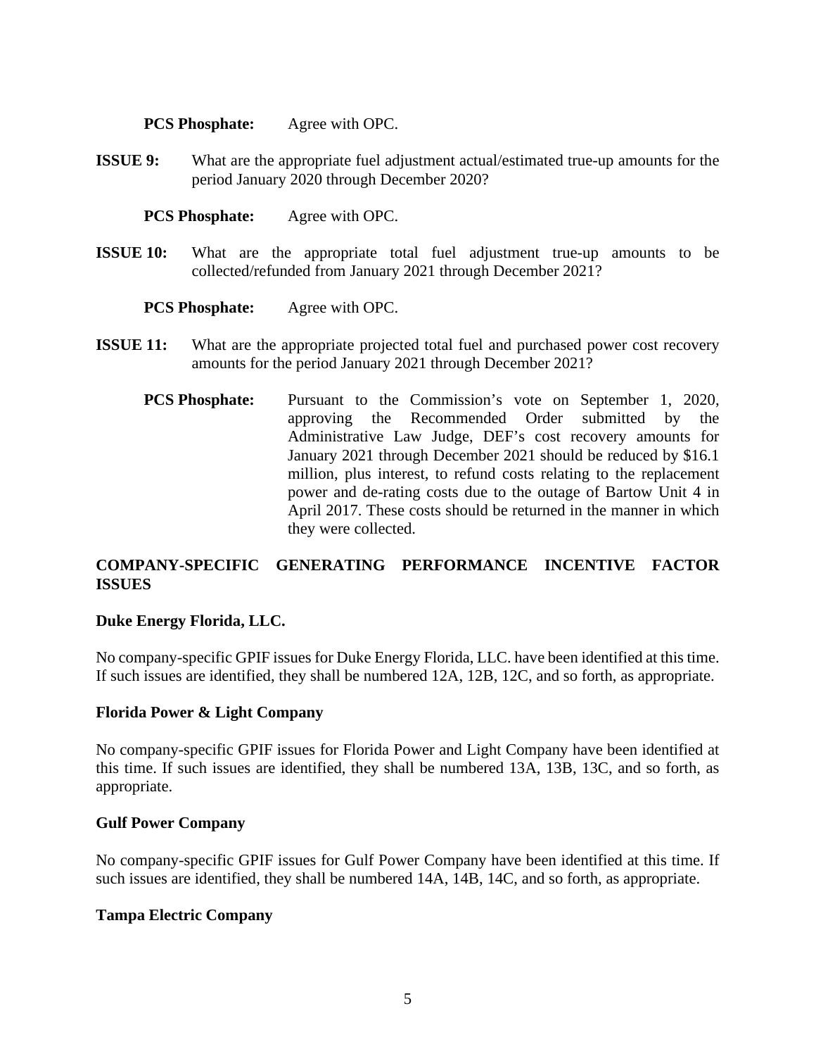**PCS Phosphate:** Agree with OPC.

**ISSUE 9:** What are the appropriate fuel adjustment actual/estimated true-up amounts for the period January 2020 through December 2020?

**PCS Phosphate:** Agree with OPC.

**ISSUE 10:** What are the appropriate total fuel adjustment true-up amounts to be collected/refunded from January 2021 through December 2021?

**PCS Phosphate:** Agree with OPC.

**ISSUE 11:** What are the appropriate projected total fuel and purchased power cost recovery amounts for the period January 2021 through December 2021?

**PCS Phosphate:** Pursuant to the Commission's vote on September 1, 2020, approving the Recommended Order submitted by the Administrative Law Judge, DEF's cost recovery amounts for January 2021 through December 2021 should be reduced by $16.1 million, plus interest, to refund costs relating to the replacement power and de-rating costs due to the outage of Bartow Unit 4 in April 2017. These costs should be returned in the manner in which they were collected.

## COMPANY-SPECIFIC GENERATING PERFORMANCE INCENTIVE FACTOR ISSUES

### Duke Energy Florida, LLC.

No company-specific GPIF issues for Duke Energy Florida, LLC. have been identified at this time. If such issues are identified, they shall be numbered 12A, 12B, 12C, and so forth, as appropriate.

### Florida Power & Light Company

No company-specific GPIF issues for Florida Power and Light Company have been identified at this time. If such issues are identified, they shall be numbered 13A, 13B, 13C, and so forth, as appropriate.

### Gulf Power Company

No company-specific GPIF issues for Gulf Power Company have been identified at this time. If such issues are identified, they shall be numbered 14A, 14B, 14C, and so forth, as appropriate.

### Tampa Electric Company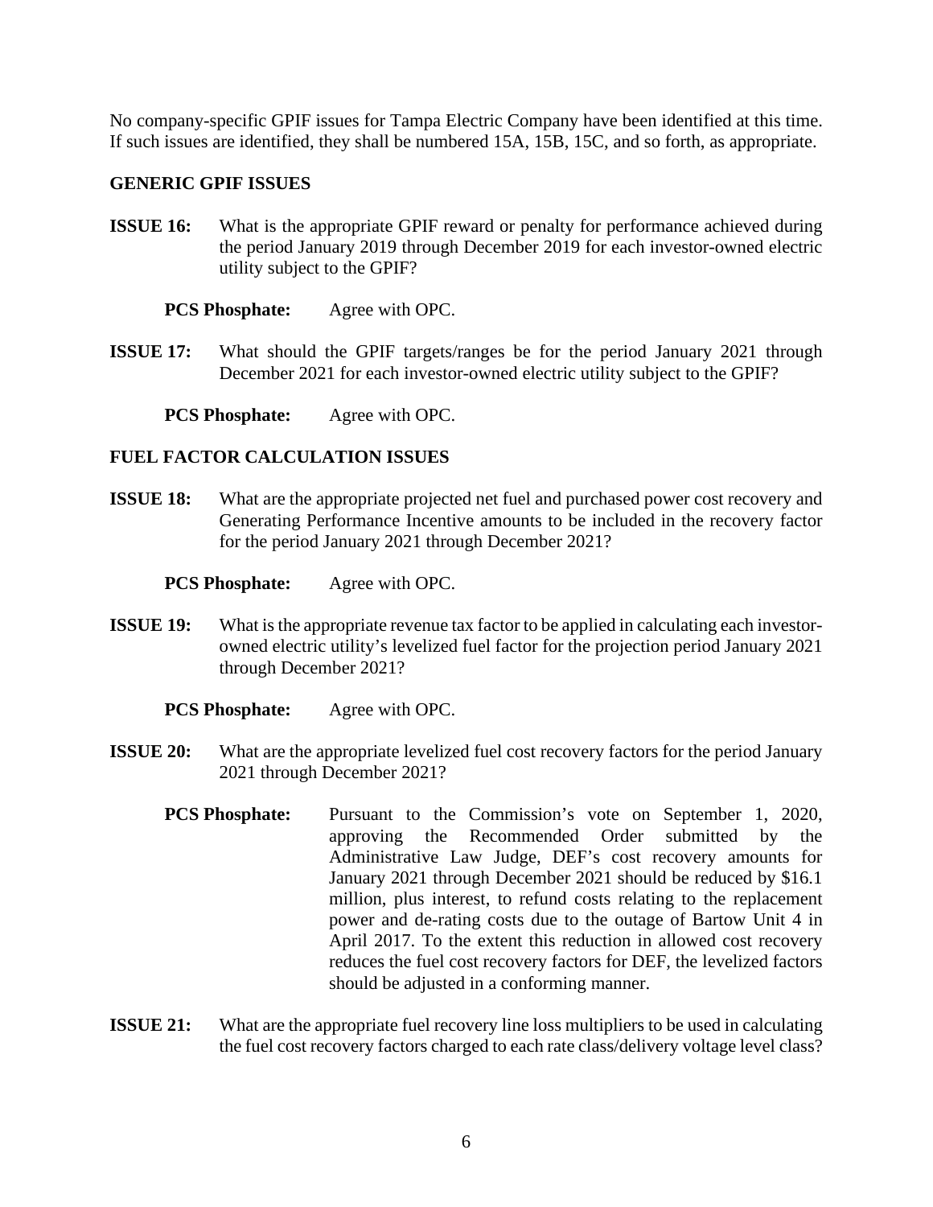No company-specific GPIF issues for Tampa Electric Company have been identified at this time. If such issues are identified, they shall be numbered 15A, 15B, 15C, and so forth, as appropriate.

## GENERIC GPIF ISSUES

**ISSUE 16:** What is the appropriate GPIF reward or penalty for performance achieved during the period January 2019 through December 2019 for each investor-owned electric utility subject to the GPIF?

**PCS Phosphate:** Agree with OPC.

**ISSUE 17:** What should the GPIF targets/ranges be for the period January 2021 through December 2021 for each investor-owned electric utility subject to the GPIF?

**PCS Phosphate:** Agree with OPC.

## FUEL FACTOR CALCULATION ISSUES

**ISSUE 18:** What are the appropriate projected net fuel and purchased power cost recovery and Generating Performance Incentive amounts to be included in the recovery factor for the period January 2021 through December 2021?

**PCS Phosphate:** Agree with OPC.

**ISSUE 19:** What is the appropriate revenue tax factor to be applied in calculating each investor-owned electric utility's levelized fuel factor for the projection period January 2021 through December 2021?

**PCS Phosphate:** Agree with OPC.

**ISSUE 20:** What are the appropriate levelized fuel cost recovery factors for the period January 2021 through December 2021?

**PCS Phosphate:** Pursuant to the Commission's vote on September 1, 2020, approving the Recommended Order submitted by the Administrative Law Judge, DEF's cost recovery amounts for January 2021 through December 2021 should be reduced by $16.1 million, plus interest, to refund costs relating to the replacement power and de-rating costs due to the outage of Bartow Unit 4 in April 2017. To the extent this reduction in allowed cost recovery reduces the fuel cost recovery factors for DEF, the levelized factors should be adjusted in a conforming manner.

**ISSUE 21:** What are the appropriate fuel recovery line loss multipliers to be used in calculating the fuel cost recovery factors charged to each rate class/delivery voltage level class?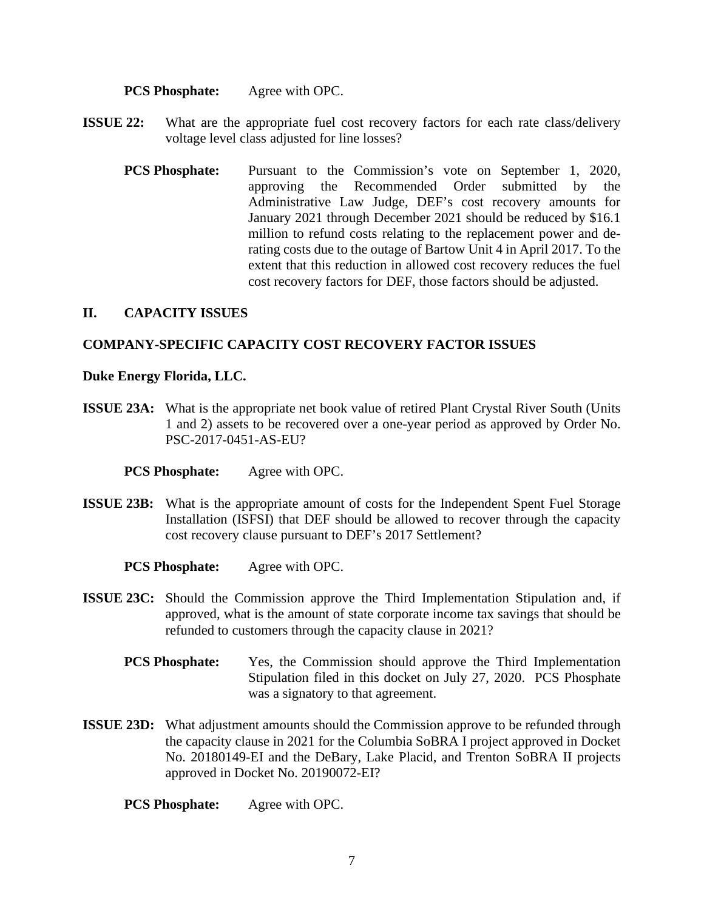**PCS Phosphate:** Agree with OPC.

**ISSUE 22:** What are the appropriate fuel cost recovery factors for each rate class/delivery voltage level class adjusted for line losses?

**PCS Phosphate:** Pursuant to the Commission's vote on September 1, 2020, approving the Recommended Order submitted by the Administrative Law Judge, DEF's cost recovery amounts for January 2021 through December 2021 should be reduced by $16.1 million to refund costs relating to the replacement power and de-rating costs due to the outage of Bartow Unit 4 in April 2017. To the extent that this reduction in allowed cost recovery reduces the fuel cost recovery factors for DEF, those factors should be adjusted.

## II. CAPACITY ISSUES

### COMPANY-SPECIFIC CAPACITY COST RECOVERY FACTOR ISSUES

#### Duke Energy Florida, LLC.

**ISSUE 23A:** What is the appropriate net book value of retired Plant Crystal River South (Units 1 and 2) assets to be recovered over a one-year period as approved by Order No. PSC-2017-0451-AS-EU?

**PCS Phosphate:** Agree with OPC.

**ISSUE 23B:** What is the appropriate amount of costs for the Independent Spent Fuel Storage Installation (ISFSI) that DEF should be allowed to recover through the capacity cost recovery clause pursuant to DEF's 2017 Settlement?

**PCS Phosphate:** Agree with OPC.

**ISSUE 23C:** Should the Commission approve the Third Implementation Stipulation and, if approved, what is the amount of state corporate income tax savings that should be refunded to customers through the capacity clause in 2021?

**PCS Phosphate:** Yes, the Commission should approve the Third Implementation Stipulation filed in this docket on July 27, 2020. PCS Phosphate was a signatory to that agreement.

**ISSUE 23D:** What adjustment amounts should the Commission approve to be refunded through the capacity clause in 2021 for the Columbia SoBRA I project approved in Docket No. 20180149-EI and the DeBary, Lake Placid, and Trenton SoBRA II projects approved in Docket No. 20190072-EI?

**PCS Phosphate:** Agree with OPC.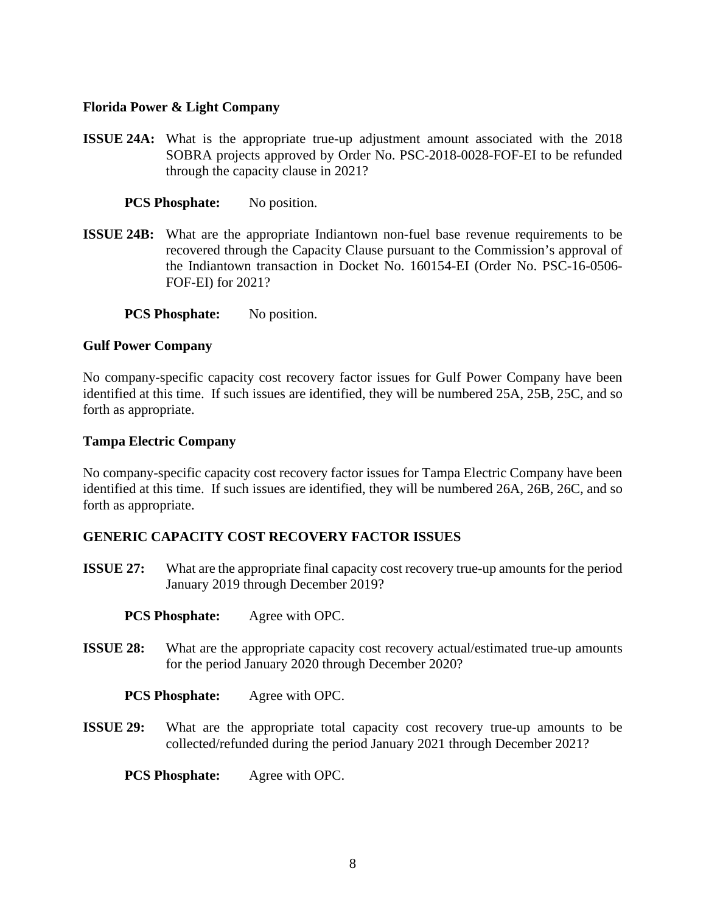**Florida Power & Light Company**

**ISSUE 24A:** What is the appropriate true-up adjustment amount associated with the 2018 SOBRA projects approved by Order No. PSC-2018-0028-FOF-EI to be refunded through the capacity clause in 2021?

**PCS Phosphate:** No position.

**ISSUE 24B:** What are the appropriate Indiantown non-fuel base revenue requirements to be recovered through the Capacity Clause pursuant to the Commission's approval of the Indiantown transaction in Docket No. 160154-EI (Order No. PSC-16-0506-FOF-EI) for 2021?

**PCS Phosphate:** No position.

**Gulf Power Company**

No company-specific capacity cost recovery factor issues for Gulf Power Company have been identified at this time. If such issues are identified, they will be numbered 25A, 25B, 25C, and so forth as appropriate.

**Tampa Electric Company**

No company-specific capacity cost recovery factor issues for Tampa Electric Company have been identified at this time. If such issues are identified, they will be numbered 26A, 26B, 26C, and so forth as appropriate.

**GENERIC CAPACITY COST RECOVERY FACTOR ISSUES**

**ISSUE 27:** What are the appropriate final capacity cost recovery true-up amounts for the period January 2019 through December 2019?

**PCS Phosphate:** Agree with OPC.

**ISSUE 28:** What are the appropriate capacity cost recovery actual/estimated true-up amounts for the period January 2020 through December 2020?

**PCS Phosphate:** Agree with OPC.

**ISSUE 29:** What are the appropriate total capacity cost recovery true-up amounts to be collected/refunded during the period January 2021 through December 2021?

**PCS Phosphate:** Agree with OPC.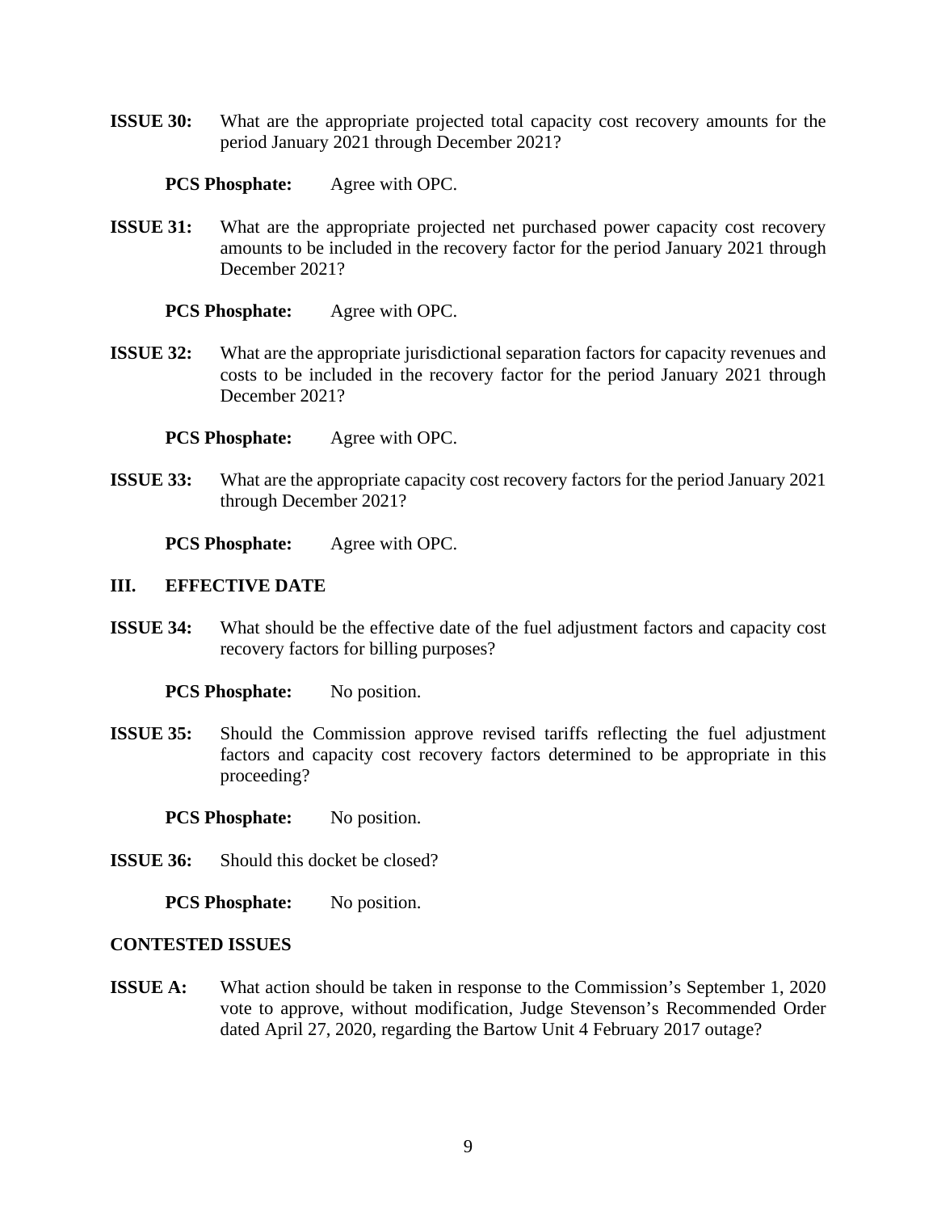**ISSUE 30:** What are the appropriate projected total capacity cost recovery amounts for the period January 2021 through December 2021?

**PCS Phosphate:** Agree with OPC.

**ISSUE 31:** What are the appropriate projected net purchased power capacity cost recovery amounts to be included in the recovery factor for the period January 2021 through December 2021?

**PCS Phosphate:** Agree with OPC.

**ISSUE 32:** What are the appropriate jurisdictional separation factors for capacity revenues and costs to be included in the recovery factor for the period January 2021 through December 2021?

**PCS Phosphate:** Agree with OPC.

**ISSUE 33:** What are the appropriate capacity cost recovery factors for the period January 2021 through December 2021?

**PCS Phosphate:** Agree with OPC.

## III. EFFECTIVE DATE

**ISSUE 34:** What should be the effective date of the fuel adjustment factors and capacity cost recovery factors for billing purposes?

**PCS Phosphate:** No position.

**ISSUE 35:** Should the Commission approve revised tariffs reflecting the fuel adjustment factors and capacity cost recovery factors determined to be appropriate in this proceeding?

**PCS Phosphate:** No position.

**ISSUE 36:** Should this docket be closed?

**PCS Phosphate:** No position.

## CONTESTED ISSUES

**ISSUE A:** What action should be taken in response to the Commission's September 1, 2020 vote to approve, without modification, Judge Stevenson's Recommended Order dated April 27, 2020, regarding the Bartow Unit 4 February 2017 outage?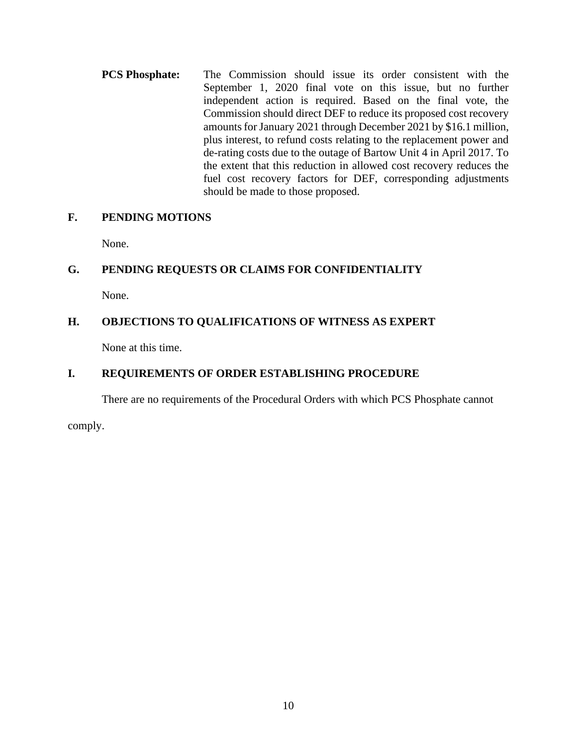**PCS Phosphate:** The Commission should issue its order consistent with the September 1, 2020 final vote on this issue, but no further independent action is required. Based on the final vote, the Commission should direct DEF to reduce its proposed cost recovery amounts for January 2021 through December 2021 by $16.1 million, plus interest, to refund costs relating to the replacement power and de-rating costs due to the outage of Bartow Unit 4 in April 2017. To the extent that this reduction in allowed cost recovery reduces the fuel cost recovery factors for DEF, corresponding adjustments should be made to those proposed.

## F. PENDING MOTIONS

None.

## G. PENDING REQUESTS OR CLAIMS FOR CONFIDENTIALITY

None.

## H. OBJECTIONS TO QUALIFICATIONS OF WITNESS AS EXPERT

None at this time.

## I. REQUIREMENTS OF ORDER ESTABLISHING PROCEDURE

There are no requirements of the Procedural Orders with which PCS Phosphate cannot comply.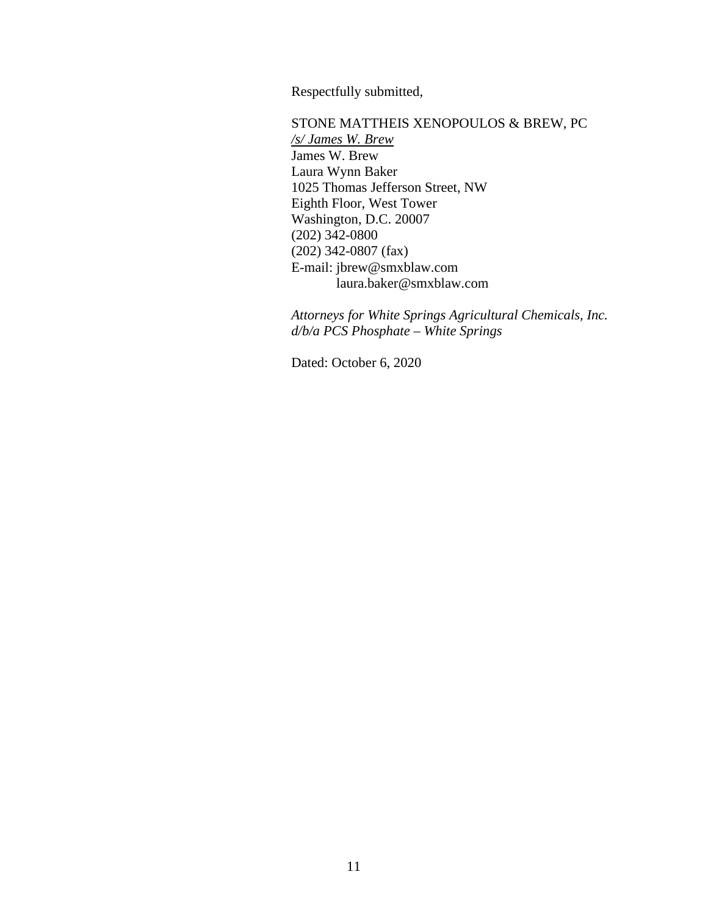Respectfully submitted,

STONE MATTHEIS XENOPOULOS & BREW, PC
*/s/ James W. Brew*
James W. Brew
Laura Wynn Baker
1025 Thomas Jefferson Street, NW
Eighth Floor, West Tower
Washington, D.C. 20007
(202) 342-0800
(202) 342-0807 (fax)
E-mail: jbrew@smxblaw.com
laura.baker@smxblaw.com

*Attorneys for White Springs Agricultural Chemicals, Inc. d/b/a PCS Phosphate – White Springs*

Dated: October 6, 2020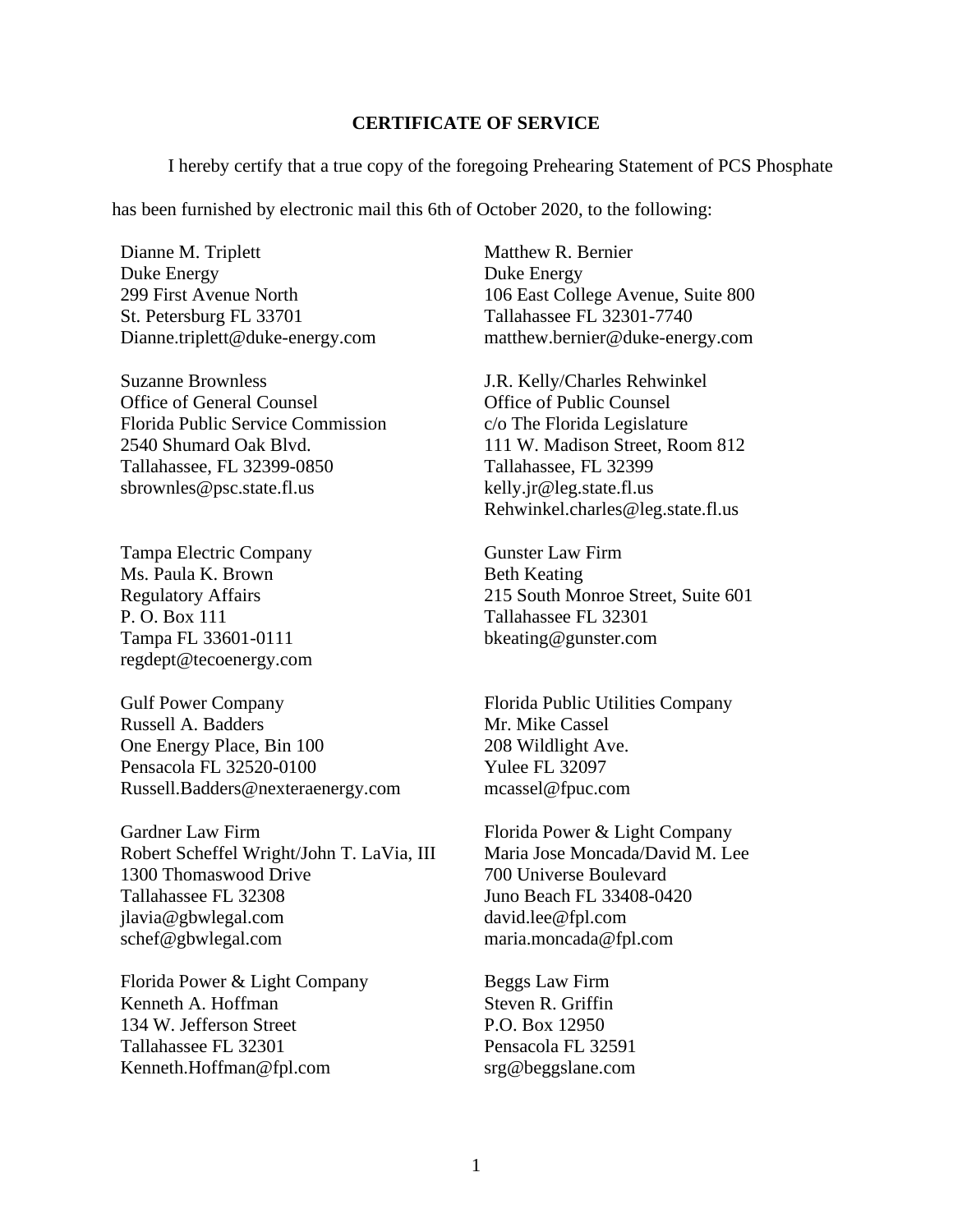**CERTIFICATE OF SERVICE**

I hereby certify that a true copy of the foregoing Prehearing Statement of PCS Phosphate has been furnished by electronic mail this 6th of October 2020, to the following:

Dianne M. Triplett
Duke Energy
299 First Avenue North
St. Petersburg FL 33701
Dianne.triplett@duke-energy.com

Matthew R. Bernier
Duke Energy
106 East College Avenue, Suite 800
Tallahassee FL 32301-7740
matthew.bernier@duke-energy.com

Suzanne Brownless
Office of General Counsel
Florida Public Service Commission
2540 Shumard Oak Blvd.
Tallahassee, FL 32399-0850
sbrownles@psc.state.fl.us

J.R. Kelly/Charles Rehwinkel
Office of Public Counsel
c/o The Florida Legislature
111 W. Madison Street, Room 812
Tallahassee, FL 32399
kelly.jr@leg.state.fl.us
Rehwinkel.charles@leg.state.fl.us

Tampa Electric Company
Ms. Paula K. Brown
Regulatory Affairs
P. O. Box 111
Tampa FL 33601-0111
regdept@tecoenergy.com

Gunster Law Firm
Beth Keating
215 South Monroe Street, Suite 601
Tallahassee FL 32301
bkeating@gunster.com

Gulf Power Company
Russell A. Badders
One Energy Place, Bin 100
Pensacola FL 32520-0100
Russell.Badders@nexteraenergy.com

Florida Public Utilities Company
Mr. Mike Cassel
208 Wildlight Ave.
Yulee FL 32097
mcassel@fpuc.com

Gardner Law Firm
Robert Scheffel Wright/John T. LaVia, III
1300 Thomaswood Drive
Tallahassee FL 32308
jlavia@gbwlegal.com
schef@gbwlegal.com

Florida Power & Light Company
Maria Jose Moncada/David M. Lee
700 Universe Boulevard
Juno Beach FL 33408-0420
david.lee@fpl.com
maria.moncada@fpl.com

Florida Power & Light Company
Kenneth A. Hoffman
134 W. Jefferson Street
Tallahassee FL 32301
Kenneth.Hoffman@fpl.com

Beggs Law Firm
Steven R. Griffin
P.O. Box 12950
Pensacola FL 32591
srg@beggslane.com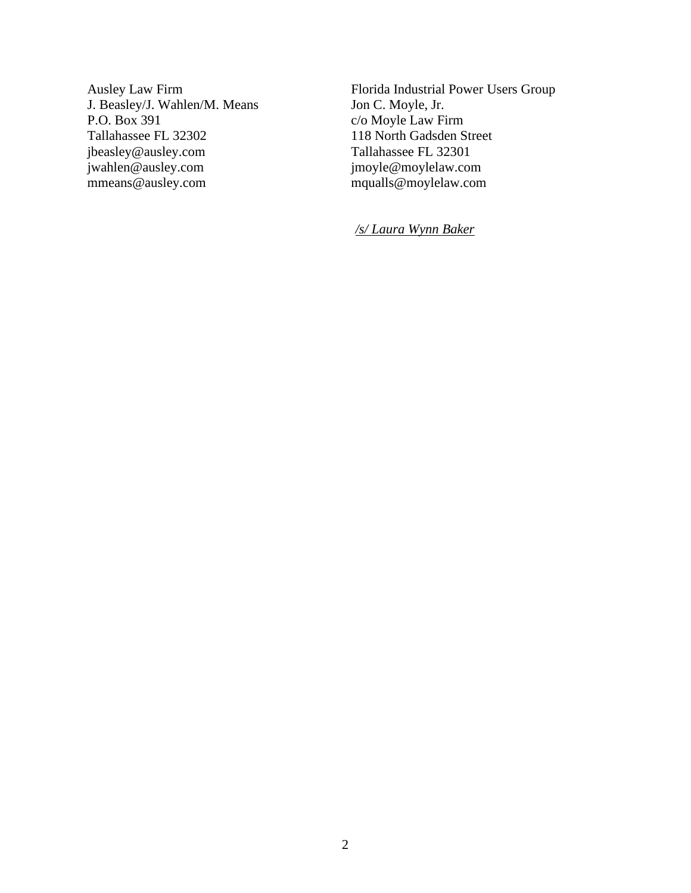Ausley Law Firm
J. Beasley/J. Wahlen/M. Means
P.O. Box 391
Tallahassee FL 32302
jbeasley@ausley.com
jwahlen@ausley.com
mmeans@ausley.com

Florida Industrial Power Users Group
Jon C. Moyle, Jr.
c/o Moyle Law Firm
118 North Gadsden Street
Tallahassee FL 32301
jmoyle@moylelaw.com
mqualls@moylelaw.com

*/s/ Laura Wynn Baker*